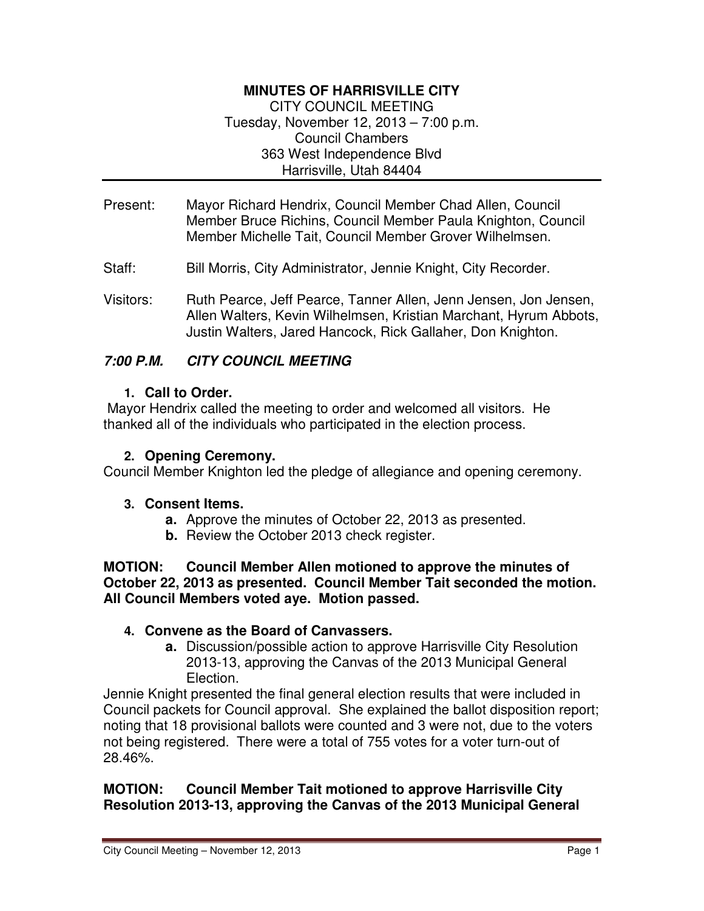# MINUTES OF HARRISVILLE CITY

CITY COUNCIL MEETING
Tuesday, November 12, 2013 – 7:00 p.m.
Council Chambers
363 West Independence Blvd
Harrisville, Utah 84404

---

Present: Mayor Richard Hendrix, Council Member Chad Allen, Council Member Bruce Richins, Council Member Paula Knighton, Council Member Michelle Tait, Council Member Grover Wilhelmsen.

Staff: Bill Morris, City Administrator, Jennie Knight, City Recorder.

Visitors: Ruth Pearce, Jeff Pearce, Tanner Allen, Jenn Jensen, Jon Jensen, Allen Walters, Kevin Wilhelmsen, Kristian Marchant, Hyrum Abbots, Justin Walters, Jared Hancock, Rick Gallaher, Don Knighton.

## *7:00 P.M. CITY COUNCIL MEETING*

### 1. Call to Order.

Mayor Hendrix called the meeting to order and welcomed all visitors. He thanked all of the individuals who participated in the election process.

### 2. Opening Ceremony.

Council Member Knighton led the pledge of allegiance and opening ceremony.

### 3. Consent Items.

- **a.** Approve the minutes of October 22, 2013 as presented.
- **b.** Review the October 2013 check register.

**MOTION: Council Member Allen motioned to approve the minutes of October 22, 2013 as presented. Council Member Tait seconded the motion. All Council Members voted aye. Motion passed.**

### 4. Convene as the Board of Canvassers.

- **a.** Discussion/possible action to approve Harrisville City Resolution 2013-13, approving the Canvas of the 2013 Municipal General Election.

Jennie Knight presented the final general election results that were included in Council packets for Council approval. She explained the ballot disposition report; noting that 18 provisional ballots were counted and 3 were not, due to the voters not being registered. There were a total of 755 votes for a voter turn-out of 28.46%.

**MOTION: Council Member Tait motioned to approve Harrisville City Resolution 2013-13, approving the Canvas of the 2013 Municipal General**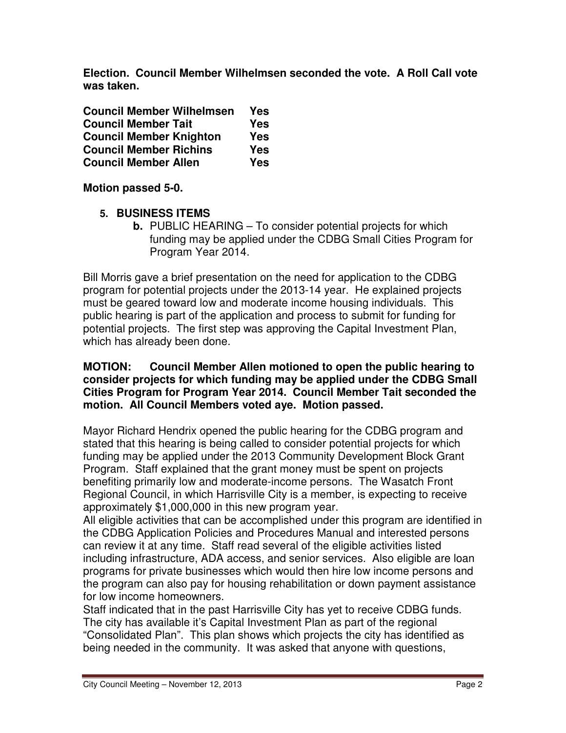**Election. Council Member Wilhelmsen seconded the vote. A Roll Call vote was taken.**

| | |
|---|---|
| **Council Member Wilhelmsen** | **Yes** |
| **Council Member Tait** | **Yes** |
| **Council Member Knighton** | **Yes** |
| **Council Member Richins** | **Yes** |
| **Council Member Allen** | **Yes** |

**Motion passed 5-0.**

5. **BUSINESS ITEMS**
   - **b.** PUBLIC HEARING – To consider potential projects for which funding may be applied under the CDBG Small Cities Program for Program Year 2014.

Bill Morris gave a brief presentation on the need for application to the CDBG program for potential projects under the 2013-14 year. He explained projects must be geared toward low and moderate income housing individuals. This public hearing is part of the application and process to submit for funding for potential projects. The first step was approving the Capital Investment Plan, which has already been done.

**MOTION: Council Member Allen motioned to open the public hearing to consider projects for which funding may be applied under the CDBG Small Cities Program for Program Year 2014. Council Member Tait seconded the motion. All Council Members voted aye. Motion passed.**

Mayor Richard Hendrix opened the public hearing for the CDBG program and stated that this hearing is being called to consider potential projects for which funding may be applied under the 2013 Community Development Block Grant Program. Staff explained that the grant money must be spent on projects benefiting primarily low and moderate-income persons. The Wasatch Front Regional Council, in which Harrisville City is a member, is expecting to receive approximately $1,000,000 in this new program year.

All eligible activities that can be accomplished under this program are identified in the CDBG Application Policies and Procedures Manual and interested persons can review it at any time. Staff read several of the eligible activities listed including infrastructure, ADA access, and senior services. Also eligible are loan programs for private businesses which would then hire low income persons and the program can also pay for housing rehabilitation or down payment assistance for low income homeowners.

Staff indicated that in the past Harrisville City has yet to receive CDBG funds. The city has available it's Capital Investment Plan as part of the regional "Consolidated Plan". This plan shows which projects the city has identified as being needed in the community. It was asked that anyone with questions,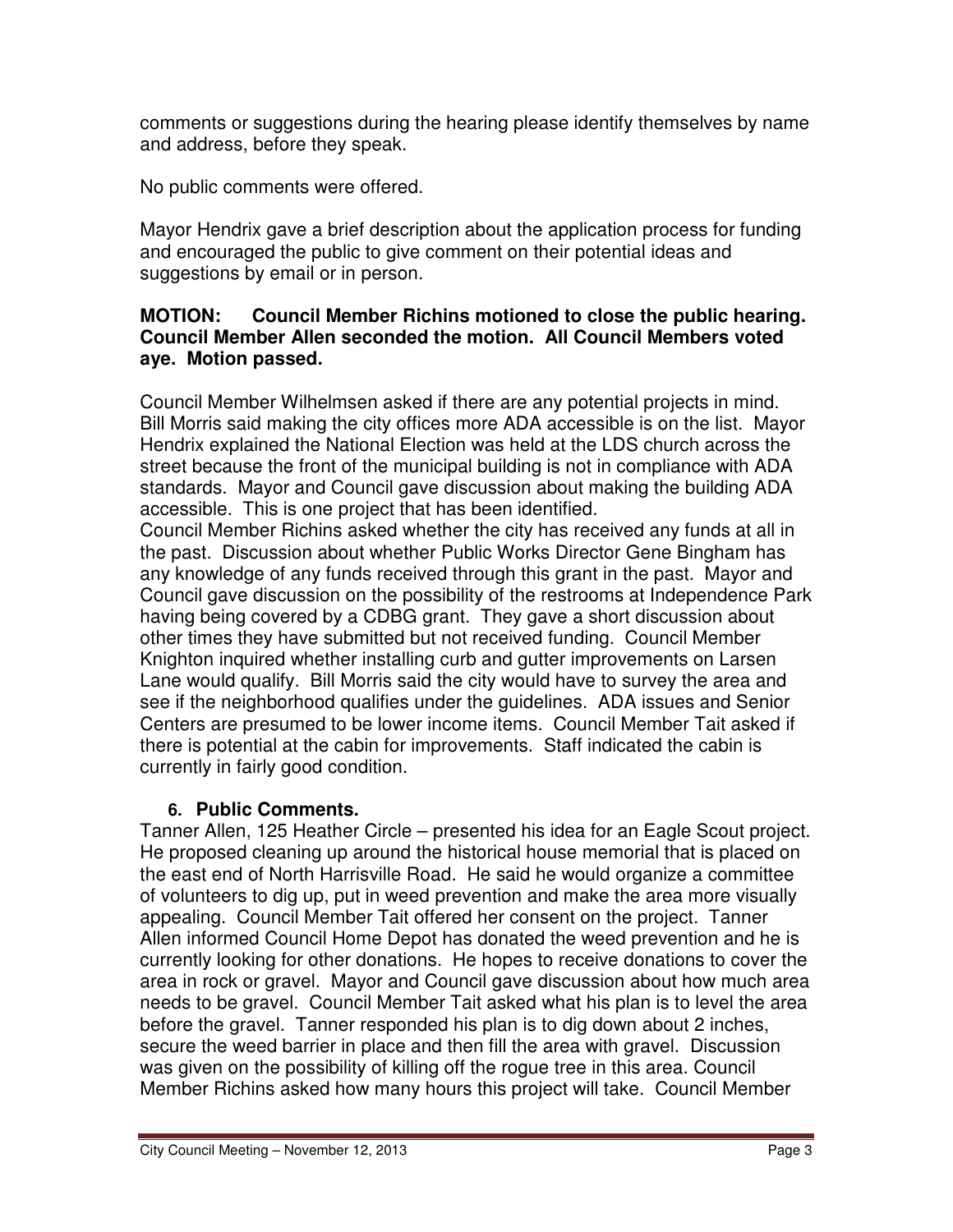comments or suggestions during the hearing please identify themselves by name and address, before they speak.

No public comments were offered.

Mayor Hendrix gave a brief description about the application process for funding and encouraged the public to give comment on their potential ideas and suggestions by email or in person.

**MOTION: Council Member Richins motioned to close the public hearing. Council Member Allen seconded the motion. All Council Members voted aye. Motion passed.**

Council Member Wilhelmsen asked if there are any potential projects in mind. Bill Morris said making the city offices more ADA accessible is on the list. Mayor Hendrix explained the National Election was held at the LDS church across the street because the front of the municipal building is not in compliance with ADA standards. Mayor and Council gave discussion about making the building ADA accessible. This is one project that has been identified.
Council Member Richins asked whether the city has received any funds at all in the past. Discussion about whether Public Works Director Gene Bingham has any knowledge of any funds received through this grant in the past. Mayor and Council gave discussion on the possibility of the restrooms at Independence Park having being covered by a CDBG grant. They gave a short discussion about other times they have submitted but not received funding. Council Member Knighton inquired whether installing curb and gutter improvements on Larsen Lane would qualify. Bill Morris said the city would have to survey the area and see if the neighborhood qualifies under the guidelines. ADA issues and Senior Centers are presumed to be lower income items. Council Member Tait asked if there is potential at the cabin for improvements. Staff indicated the cabin is currently in fairly good condition.

6. **Public Comments.**

Tanner Allen, 125 Heather Circle – presented his idea for an Eagle Scout project. He proposed cleaning up around the historical house memorial that is placed on the east end of North Harrisville Road. He said he would organize a committee of volunteers to dig up, put in weed prevention and make the area more visually appealing. Council Member Tait offered her consent on the project. Tanner Allen informed Council Home Depot has donated the weed prevention and he is currently looking for other donations. He hopes to receive donations to cover the area in rock or gravel. Mayor and Council gave discussion about how much area needs to be gravel. Council Member Tait asked what his plan is to level the area before the gravel. Tanner responded his plan is to dig down about 2 inches, secure the weed barrier in place and then fill the area with gravel. Discussion was given on the possibility of killing off the rogue tree in this area. Council Member Richins asked how many hours this project will take. Council Member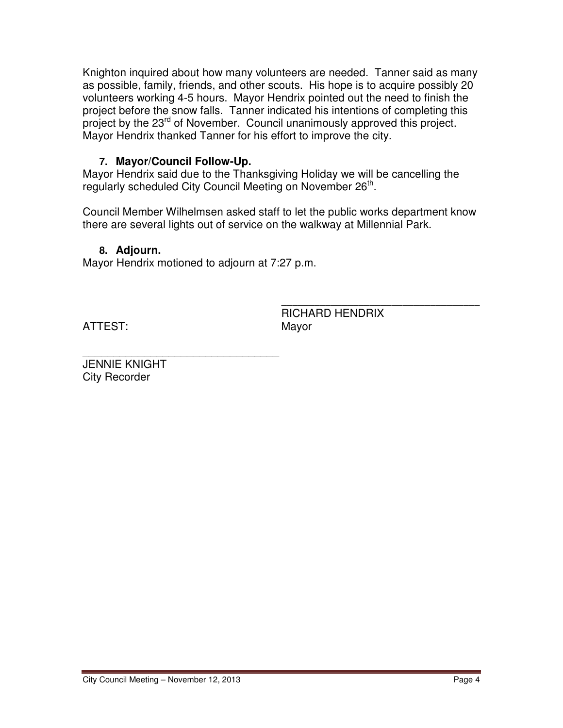Knighton inquired about how many volunteers are needed. Tanner said as many as possible, family, friends, and other scouts. His hope is to acquire possibly 20 volunteers working 4-5 hours. Mayor Hendrix pointed out the need to finish the project before the snow falls. Tanner indicated his intentions of completing this project by the 23rd of November. Council unanimously approved this project. Mayor Hendrix thanked Tanner for his effort to improve the city.

### 7. Mayor/Council Follow-Up.

Mayor Hendrix said due to the Thanksgiving Holiday we will be cancelling the regularly scheduled City Council Meeting on November 26th.

Council Member Wilhelmsen asked staff to let the public works department know there are several lights out of service on the walkway at Millennial Park.

### 8. Adjourn.

Mayor Hendrix motioned to adjourn at 7:27 p.m.

\_\_\_\_\_\_\_\_\_\_\_\_\_\_\_\_\_\_\_\_\_\_\_\_\_\_\_\_\_\_\_\_\_\_
RICHARD HENDRIX
Mayor

ATTEST:

\_\_\_\_\_\_\_\_\_\_\_\_\_\_\_\_\_\_\_\_\_\_\_\_\_\_\_\_\_\_\_\_\_\_
JENNIE KNIGHT
City Recorder